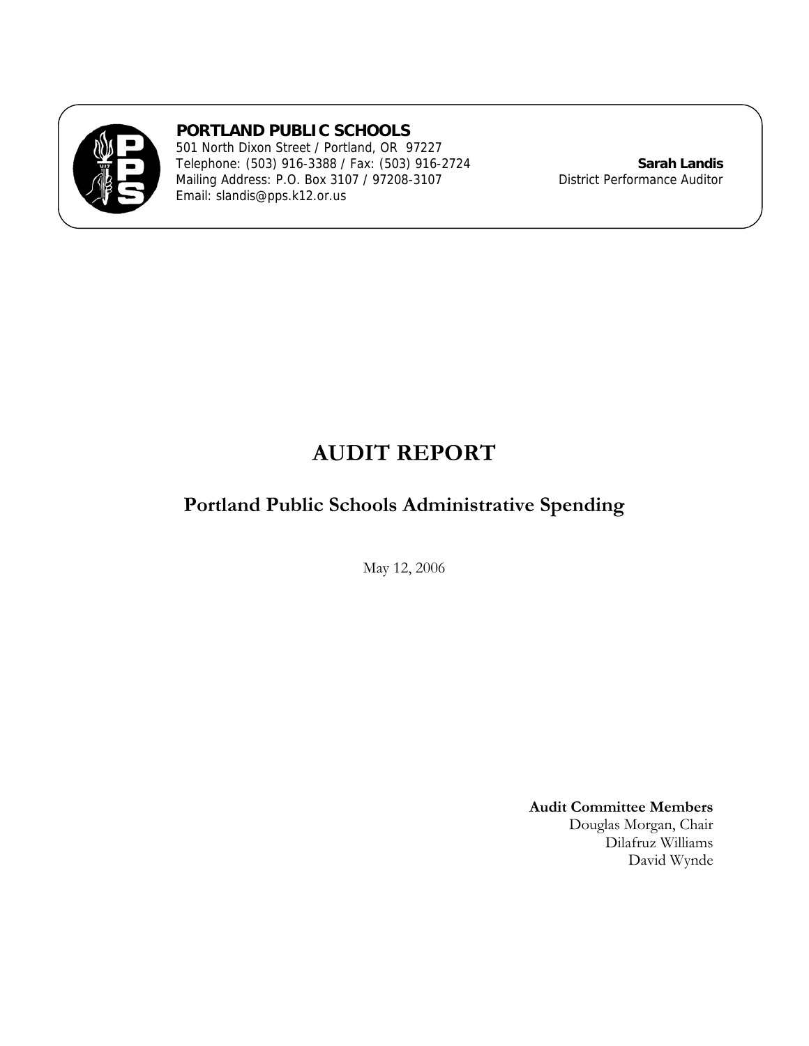**PORTLAND PUBLIC SCHOOLS**
501 North Dixon Street / Portland, OR 97227
Telephone: (503) 916-3388 / Fax: (503) 916-2724
Mailing Address: P.O. Box 3107 / 97208-3107
Email: slandis@pps.k12.or.us

**Sarah Landis**
District Performance Auditor

# AUDIT REPORT

## Portland Public Schools Administrative Spending

May 12, 2006

**Audit Committee Members**
Douglas Morgan, Chair
Dilafruz Williams
David Wynde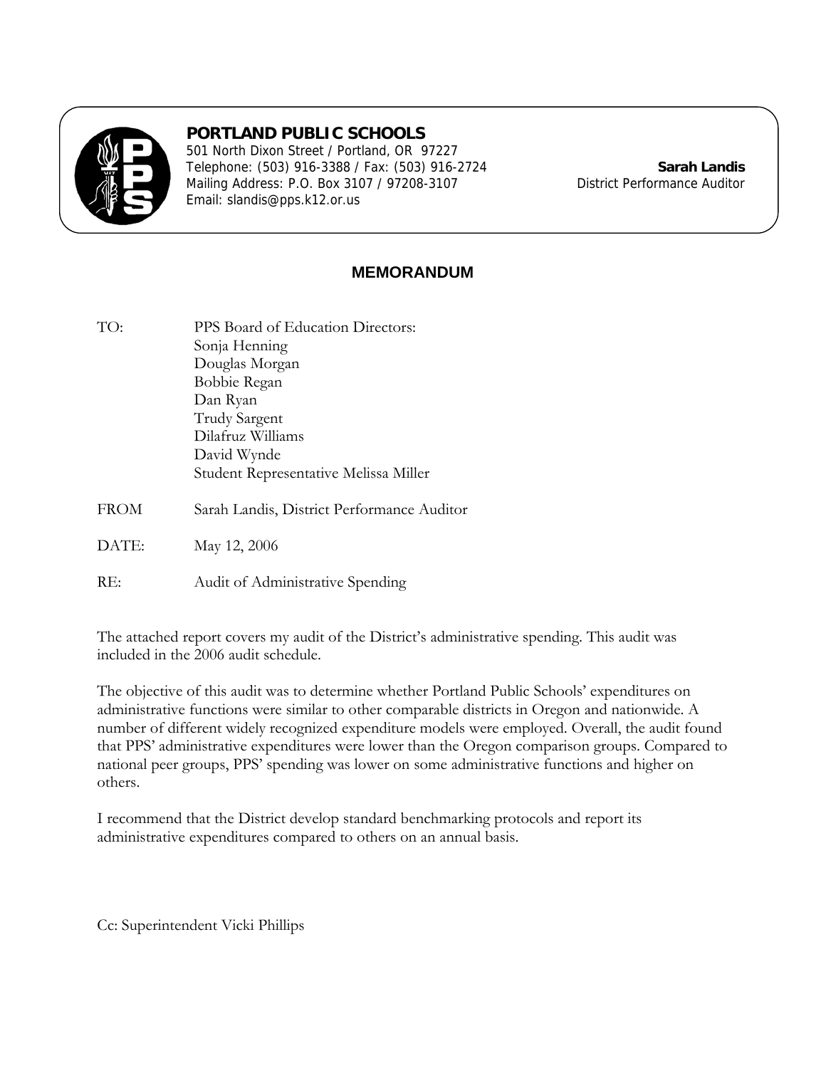**PORTLAND PUBLIC SCHOOLS**
501 North Dixon Street / Portland, OR 97227
Telephone: (503) 916-3388 / Fax: (503) 916-2724
Mailing Address: P.O. Box 3107 / 97208-3107
Email: slandis@pps.k12.or.us

**Sarah Landis**
District Performance Auditor

## MEMORANDUM

TO: PPS Board of Education Directors:
Sonja Henning
Douglas Morgan
Bobbie Regan
Dan Ryan
Trudy Sargent
Dilafruz Williams
David Wynde
Student Representative Melissa Miller

FROM Sarah Landis, District Performance Auditor

DATE: May 12, 2006

RE: Audit of Administrative Spending

The attached report covers my audit of the District's administrative spending. This audit was included in the 2006 audit schedule.

The objective of this audit was to determine whether Portland Public Schools' expenditures on administrative functions were similar to other comparable districts in Oregon and nationwide. A number of different widely recognized expenditure models were employed. Overall, the audit found that PPS' administrative expenditures were lower than the Oregon comparison groups. Compared to national peer groups, PPS' spending was lower on some administrative functions and higher on others.

I recommend that the District develop standard benchmarking protocols and report its administrative expenditures compared to others on an annual basis.

Cc: Superintendent Vicki Phillips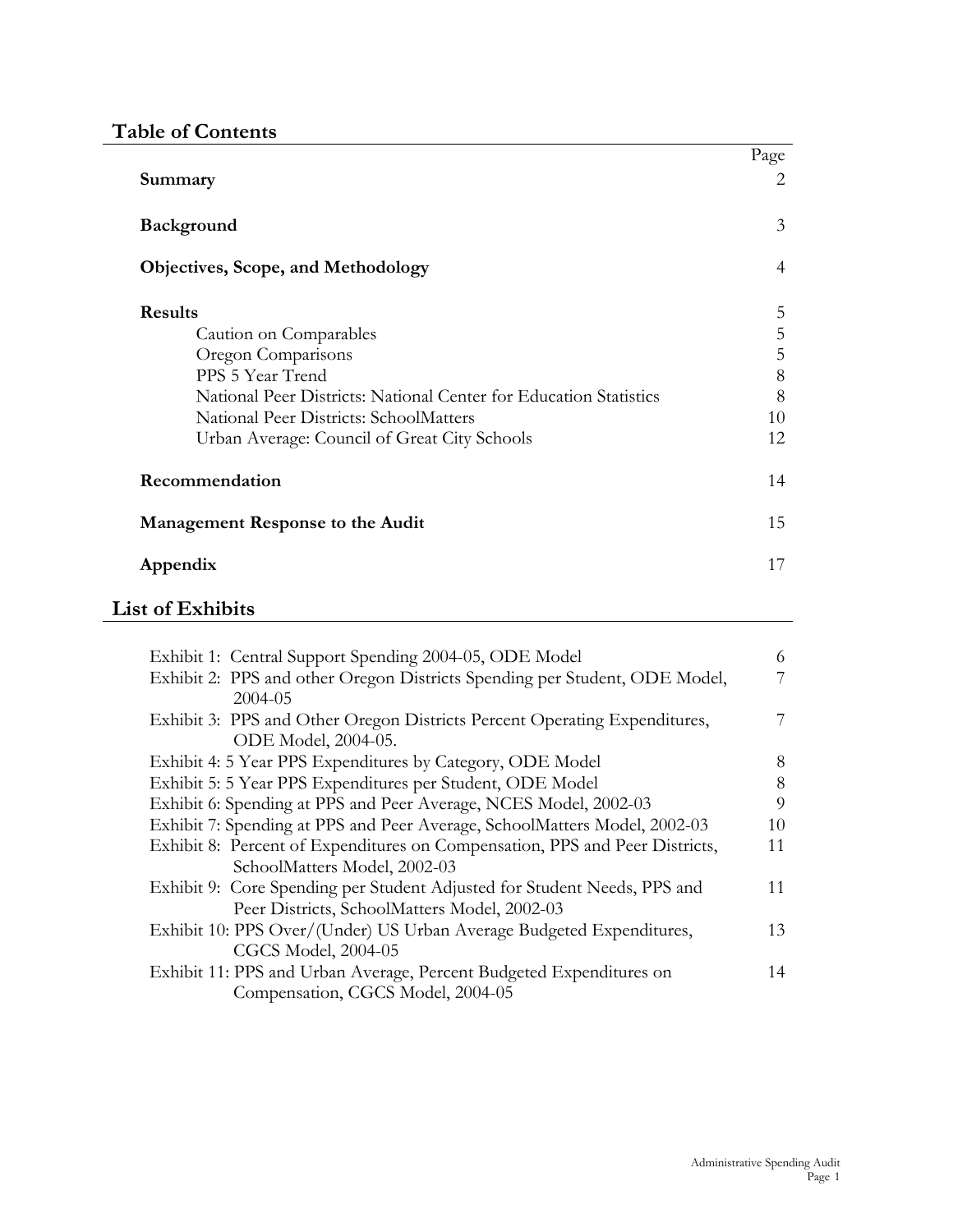## Table of Contents

| | Page |
|---|---|
| **Summary** | 2 |
| **Background** | 3 |
| **Objectives, Scope, and Methodology** | 4 |
| **Results** | 5 |
| Caution on Comparables | 5 |
| Oregon Comparisons | 5 |
| PPS 5 Year Trend | 8 |
| National Peer Districts: National Center for Education Statistics | 8 |
| National Peer Districts: SchoolMatters | 10 |
| Urban Average: Council of Great City Schools | 12 |
| **Recommendation** | 14 |
| **Management Response to the Audit** | 15 |
| **Appendix** | 17 |

## List of Exhibits

| | |
|---|---|
| Exhibit 1: Central Support Spending 2004-05, ODE Model | 6 |
| Exhibit 2: PPS and other Oregon Districts Spending per Student, ODE Model, 2004-05 | 7 |
| Exhibit 3: PPS and Other Oregon Districts Percent Operating Expenditures, ODE Model, 2004-05. | 7 |
| Exhibit 4: 5 Year PPS Expenditures by Category, ODE Model | 8 |
| Exhibit 5: 5 Year PPS Expenditures per Student, ODE Model | 8 |
| Exhibit 6: Spending at PPS and Peer Average, NCES Model, 2002-03 | 9 |
| Exhibit 7: Spending at PPS and Peer Average, SchoolMatters Model, 2002-03 | 10 |
| Exhibit 8: Percent of Expenditures on Compensation, PPS and Peer Districts, SchoolMatters Model, 2002-03 | 11 |
| Exhibit 9: Core Spending per Student Adjusted for Student Needs, PPS and Peer Districts, SchoolMatters Model, 2002-03 | 11 |
| Exhibit 10: PPS Over/(Under) US Urban Average Budgeted Expenditures, CGCS Model, 2004-05 | 13 |
| Exhibit 11: PPS and Urban Average, Percent Budgeted Expenditures on Compensation, CGCS Model, 2004-05 | 14 |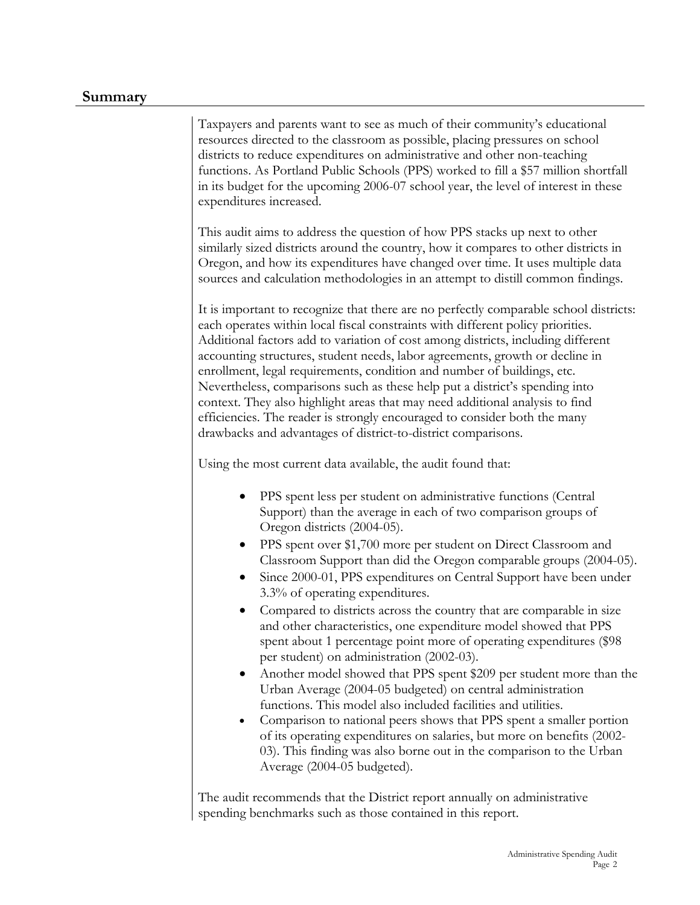## Summary

Taxpayers and parents want to see as much of their community's educational resources directed to the classroom as possible, placing pressures on school districts to reduce expenditures on administrative and other non-teaching functions. As Portland Public Schools (PPS) worked to fill a $57 million shortfall in its budget for the upcoming 2006-07 school year, the level of interest in these expenditures increased.

This audit aims to address the question of how PPS stacks up next to other similarly sized districts around the country, how it compares to other districts in Oregon, and how its expenditures have changed over time. It uses multiple data sources and calculation methodologies in an attempt to distill common findings.

It is important to recognize that there are no perfectly comparable school districts: each operates within local fiscal constraints with different policy priorities. Additional factors add to variation of cost among districts, including different accounting structures, student needs, labor agreements, growth or decline in enrollment, legal requirements, condition and number of buildings, etc. Nevertheless, comparisons such as these help put a district's spending into context. They also highlight areas that may need additional analysis to find efficiencies. The reader is strongly encouraged to consider both the many drawbacks and advantages of district-to-district comparisons.

Using the most current data available, the audit found that:

- PPS spent less per student on administrative functions (Central Support) than the average in each of two comparison groups of Oregon districts (2004-05).
- PPS spent over $1,700 more per student on Direct Classroom and Classroom Support than did the Oregon comparable groups (2004-05).
- Since 2000-01, PPS expenditures on Central Support have been under 3.3% of operating expenditures.
- Compared to districts across the country that are comparable in size and other characteristics, one expenditure model showed that PPS spent about 1 percentage point more of operating expenditures ($98 per student) on administration (2002-03).
- Another model showed that PPS spent $209 per student more than the Urban Average (2004-05 budgeted) on central administration functions. This model also included facilities and utilities.
- Comparison to national peers shows that PPS spent a smaller portion of its operating expenditures on salaries, but more on benefits (2002-03). This finding was also borne out in the comparison to the Urban Average (2004-05 budgeted).

The audit recommends that the District report annually on administrative spending benchmarks such as those contained in this report.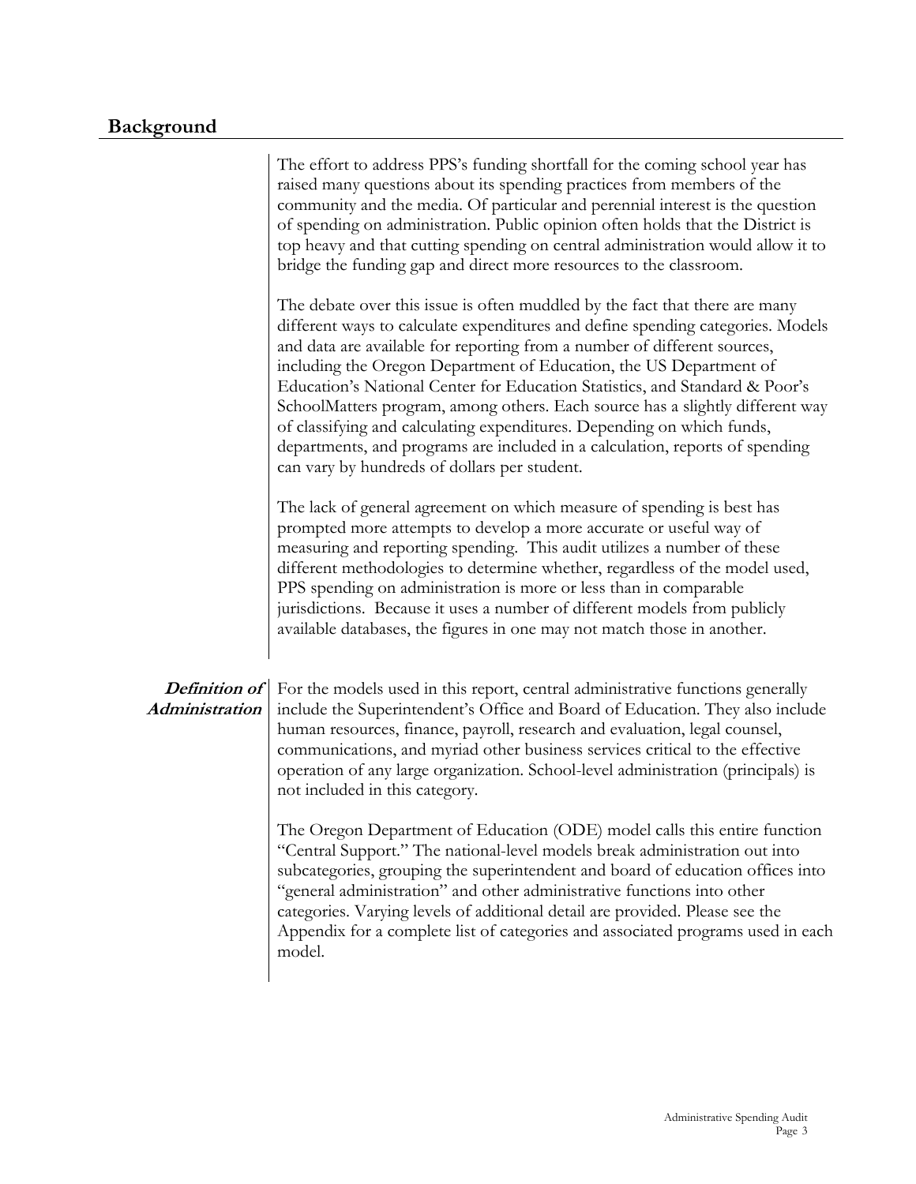## Background

The effort to address PPS's funding shortfall for the coming school year has raised many questions about its spending practices from members of the community and the media. Of particular and perennial interest is the question of spending on administration. Public opinion often holds that the District is top heavy and that cutting spending on central administration would allow it to bridge the funding gap and direct more resources to the classroom.

The debate over this issue is often muddled by the fact that there are many different ways to calculate expenditures and define spending categories. Models and data are available for reporting from a number of different sources, including the Oregon Department of Education, the US Department of Education's National Center for Education Statistics, and Standard & Poor's SchoolMatters program, among others. Each source has a slightly different way of classifying and calculating expenditures. Depending on which funds, departments, and programs are included in a calculation, reports of spending can vary by hundreds of dollars per student.

The lack of general agreement on which measure of spending is best has prompted more attempts to develop a more accurate or useful way of measuring and reporting spending. This audit utilizes a number of these different methodologies to determine whether, regardless of the model used, PPS spending on administration is more or less than in comparable jurisdictions. Because it uses a number of different models from publicly available databases, the figures in one may not match those in another.

### *Definition of Administration*

For the models used in this report, central administrative functions generally include the Superintendent's Office and Board of Education. They also include human resources, finance, payroll, research and evaluation, legal counsel, communications, and myriad other business services critical to the effective operation of any large organization. School-level administration (principals) is not included in this category.

The Oregon Department of Education (ODE) model calls this entire function "Central Support." The national-level models break administration out into subcategories, grouping the superintendent and board of education offices into "general administration" and other administrative functions into other categories. Varying levels of additional detail are provided. Please see the Appendix for a complete list of categories and associated programs used in each model.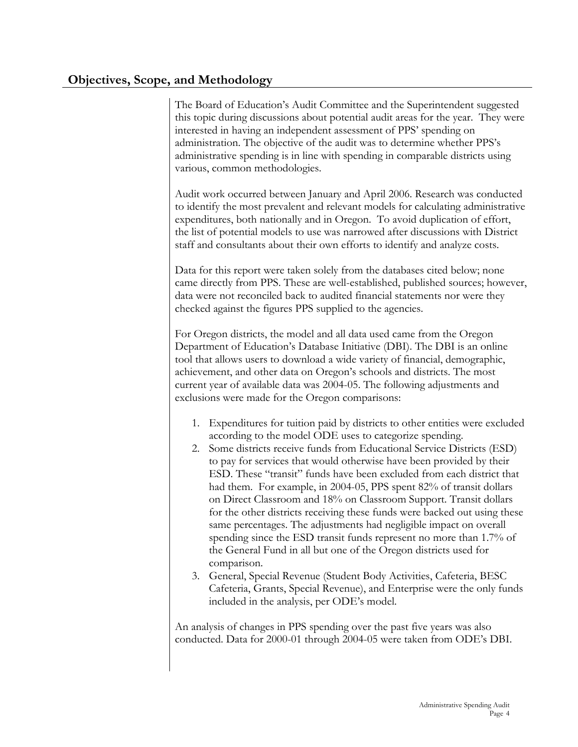## Objectives, Scope, and Methodology

The Board of Education's Audit Committee and the Superintendent suggested this topic during discussions about potential audit areas for the year. They were interested in having an independent assessment of PPS' spending on administration. The objective of the audit was to determine whether PPS's administrative spending is in line with spending in comparable districts using various, common methodologies.

Audit work occurred between January and April 2006. Research was conducted to identify the most prevalent and relevant models for calculating administrative expenditures, both nationally and in Oregon. To avoid duplication of effort, the list of potential models to use was narrowed after discussions with District staff and consultants about their own efforts to identify and analyze costs.

Data for this report were taken solely from the databases cited below; none came directly from PPS. These are well-established, published sources; however, data were not reconciled back to audited financial statements nor were they checked against the figures PPS supplied to the agencies.

For Oregon districts, the model and all data used came from the Oregon Department of Education's Database Initiative (DBI). The DBI is an online tool that allows users to download a wide variety of financial, demographic, achievement, and other data on Oregon's schools and districts. The most current year of available data was 2004-05. The following adjustments and exclusions were made for the Oregon comparisons:

1. Expenditures for tuition paid by districts to other entities were excluded according to the model ODE uses to categorize spending.
2. Some districts receive funds from Educational Service Districts (ESD) to pay for services that would otherwise have been provided by their ESD. These "transit" funds have been excluded from each district that had them. For example, in 2004-05, PPS spent 82% of transit dollars on Direct Classroom and 18% on Classroom Support. Transit dollars for the other districts receiving these funds were backed out using these same percentages. The adjustments had negligible impact on overall spending since the ESD transit funds represent no more than 1.7% of the General Fund in all but one of the Oregon districts used for comparison.
3. General, Special Revenue (Student Body Activities, Cafeteria, BESC Cafeteria, Grants, Special Revenue), and Enterprise were the only funds included in the analysis, per ODE's model.

An analysis of changes in PPS spending over the past five years was also conducted. Data for 2000-01 through 2004-05 were taken from ODE's DBI.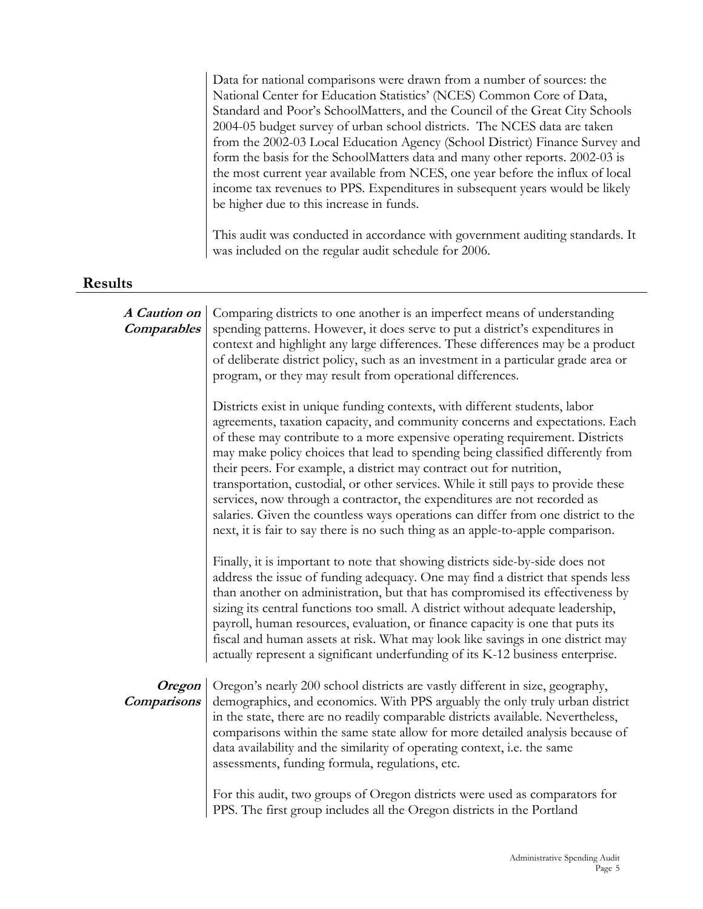Data for national comparisons were drawn from a number of sources: the National Center for Education Statistics' (NCES) Common Core of Data, Standard and Poor's SchoolMatters, and the Council of the Great City Schools 2004-05 budget survey of urban school districts. The NCES data are taken from the 2002-03 Local Education Agency (School District) Finance Survey and form the basis for the SchoolMatters data and many other reports. 2002-03 is the most current year available from NCES, one year before the influx of local income tax revenues to PPS. Expenditures in subsequent years would be likely be higher due to this increase in funds.

This audit was conducted in accordance with government auditing standards. It was included on the regular audit schedule for 2006.

## Results

***A Caution on Comparables***

Comparing districts to one another is an imperfect means of understanding spending patterns. However, it does serve to put a district's expenditures in context and highlight any large differences. These differences may be a product of deliberate district policy, such as an investment in a particular grade area or program, or they may result from operational differences.

Districts exist in unique funding contexts, with different students, labor agreements, taxation capacity, and community concerns and expectations. Each of these may contribute to a more expensive operating requirement. Districts may make policy choices that lead to spending being classified differently from their peers. For example, a district may contract out for nutrition, transportation, custodial, or other services. While it still pays to provide these services, now through a contractor, the expenditures are not recorded as salaries. Given the countless ways operations can differ from one district to the next, it is fair to say there is no such thing as an apple-to-apple comparison.

Finally, it is important to note that showing districts side-by-side does not address the issue of funding adequacy. One may find a district that spends less than another on administration, but that has compromised its effectiveness by sizing its central functions too small. A district without adequate leadership, payroll, human resources, evaluation, or finance capacity is one that puts its fiscal and human assets at risk. What may look like savings in one district may actually represent a significant underfunding of its K-12 business enterprise.

***Oregon Comparisons***

Oregon's nearly 200 school districts are vastly different in size, geography, demographics, and economics. With PPS arguably the only truly urban district in the state, there are no readily comparable districts available. Nevertheless, comparisons within the same state allow for more detailed analysis because of data availability and the similarity of operating context, i.e. the same assessments, funding formula, regulations, etc.

For this audit, two groups of Oregon districts were used as comparators for PPS. The first group includes all the Oregon districts in the Portland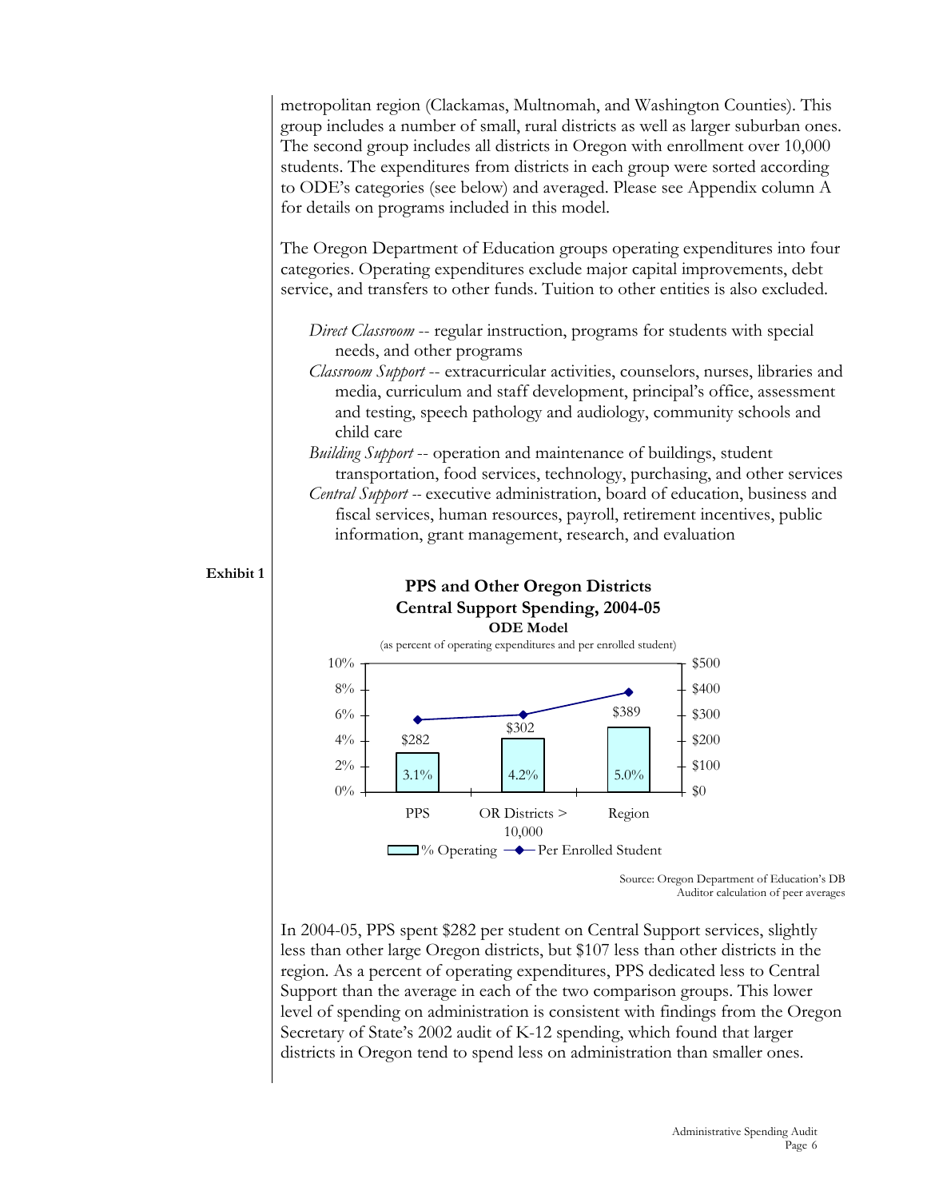metropolitan region (Clackamas, Multnomah, and Washington Counties). This group includes a number of small, rural districts as well as larger suburban ones. The second group includes all districts in Oregon with enrollment over 10,000 students. The expenditures from districts in each group were sorted according to ODE's categories (see below) and averaged. Please see Appendix column A for details on programs included in this model.

The Oregon Department of Education groups operating expenditures into four categories. Operating expenditures exclude major capital improvements, debt service, and transfers to other funds. Tuition to other entities is also excluded.

*Direct Classroom* -- regular instruction, programs for students with special needs, and other programs

*Classroom Support* -- extracurricular activities, counselors, nurses, libraries and media, curriculum and staff development, principal's office, assessment and testing, speech pathology and audiology, community schools and child care

*Building Support* -- operation and maintenance of buildings, student transportation, food services, technology, purchasing, and other services

*Central Support* -- executive administration, board of education, business and fiscal services, human resources, payroll, retirement incentives, public information, grant management, research, and evaluation

**Exhibit 1**

**PPS and Other Oregon Districts**
**Central Support Spending, 2004-05**
**ODE Model**
(as percent of operating expenditures and per enrolled student)

| | PPS | OR Districts > 10,000 | Region |
|---|---|---|---|
| % Operating | 3.1% | 4.2% | 5.0% |
| Per Enrolled Student | $282 | $302 | $389 |

Source: Oregon Department of Education's DB
Auditor calculation of peer averages

In 2004-05, PPS spent $282 per student on Central Support services, slightly less than other large Oregon districts, but $107 less than other districts in the region. As a percent of operating expenditures, PPS dedicated less to Central Support than the average in each of the two comparison groups. This lower level of spending on administration is consistent with findings from the Oregon Secretary of State's 2002 audit of K-12 spending, which found that larger districts in Oregon tend to spend less on administration than smaller ones.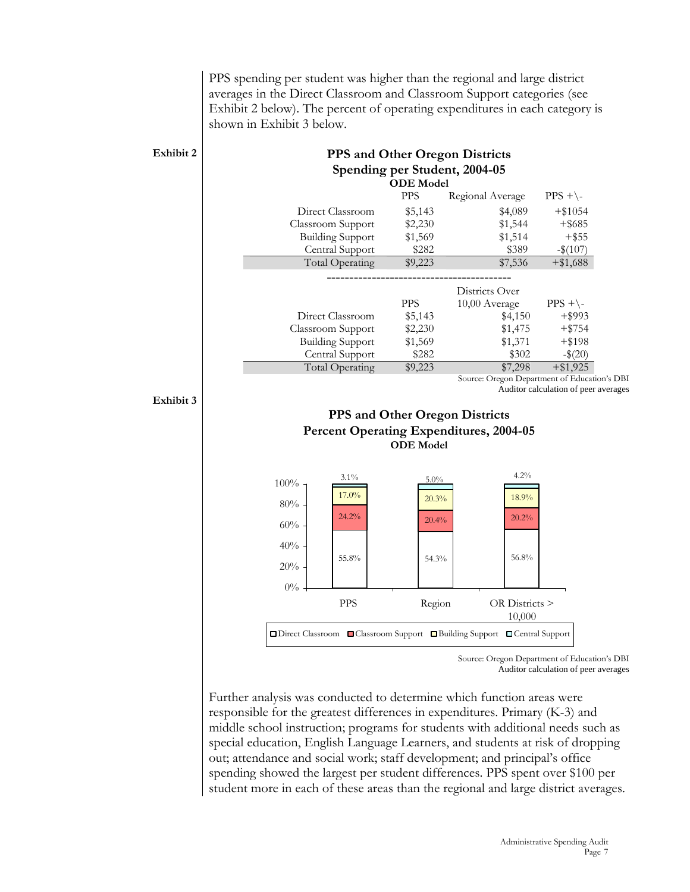PPS spending per student was higher than the regional and large district averages in the Direct Classroom and Classroom Support categories (see Exhibit 2 below). The percent of operating expenditures in each category is shown in Exhibit 3 below.

**Exhibit 2**

**PPS and Other Oregon Districts**
**Spending per Student, 2004-05**
**ODE Model**

| | PPS | Regional Average | PPS +\- |
|---|---|---|---|
| Direct Classroom | $5,143 | $4,089 | +$1054 |
| Classroom Support | $2,230 | $1,544 | +$685 |
| Building Support | $1,569 | $1,514 | +$55 |
| Central Support | $282 | $389 | -$(107) |
| Total Operating | $9,223 | $7,536 | +$1,688 |

| | PPS | Districts Over 10,00 Average | PPS +\- |
|---|---|---|---|
| Direct Classroom | $5,143 | $4,150 | +$993 |
| Classroom Support | $2,230 | $1,475 | +$754 |
| Building Support | $1,569 | $1,371 | +$198 |
| Central Support | $282 | $302 | -$(20) |
| Total Operating | $9,223 | $7,298 | +$1,925 |

Source: Oregon Department of Education's DBI
Auditor calculation of peer averages

**Exhibit 3**

**PPS and Other Oregon Districts**
**Percent Operating Expenditures, 2004-05**
**ODE Model**

| | PPS | Region | OR Districts > 10,000 |
|---|---|---|---|
| Direct Classroom | 55.8% | 54.3% | 56.8% |
| Classroom Support | 24.2% | 20.4% | 20.2% |
| Building Support | 17.0% | 20.3% | 18.9% |
| Central Support | 3.1% | 5.0% | 4.2% |

Source: Oregon Department of Education's DBI
Auditor calculation of peer averages

Further analysis was conducted to determine which function areas were responsible for the greatest differences in expenditures. Primary (K-3) and middle school instruction; programs for students with additional needs such as special education, English Language Learners, and students at risk of dropping out; attendance and social work; staff development; and principal's office spending showed the largest per student differences. PPS spent over $100 per student more in each of these areas than the regional and large district averages.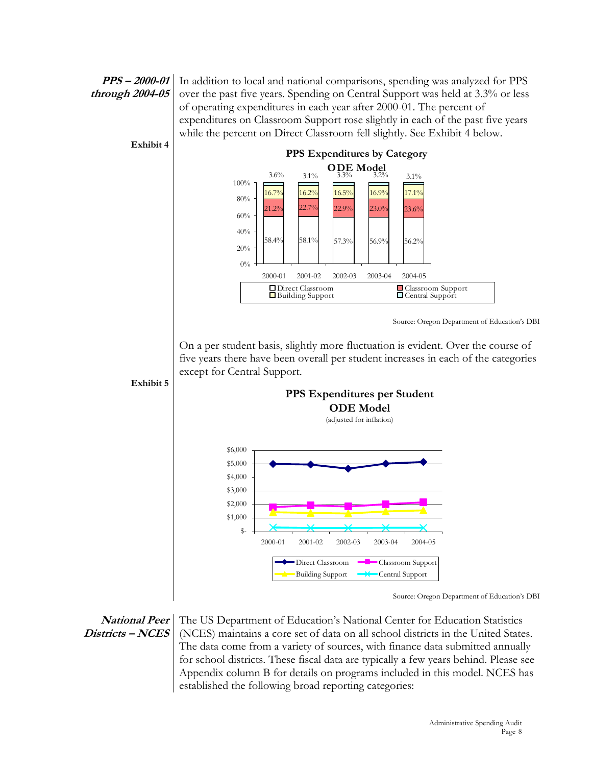**PPS – 2000-01 through 2004-05**

In addition to local and national comparisons, spending was analyzed for PPS over the past five years. Spending on Central Support was held at 3.3% or less of operating expenditures in each year after 2000-01. The percent of expenditures on Classroom Support rose slightly in each of the past five years while the percent on Direct Classroom fell slightly. See Exhibit 4 below.

**Exhibit 4**

**PPS Expenditures by Category ODE Model**

| | 2000-01 | 2001-02 | 2002-03 | 2003-04 | 2004-05 |
|---|---|---|---|---|---|
| Central Support | 3.6% | 3.1% | 3.3% | 3.2% | 3.1% |
| Building Support | 16.7% | 16.2% | 16.5% | 16.9% | 17.1% |
| Classroom Support | 21.2% | 22.7% | 22.9% | 23.0% | 23.6% |
| Direct Classroom | 58.4% | 58.1% | 57.3% | 56.9% | 56.2% |

Source: Oregon Department of Education's DBI

On a per student basis, slightly more fluctuation is evident. Over the course of five years there have been overall per student increases in each of the categories except for Central Support.

**Exhibit 5**

**PPS Expenditures per Student ODE Model**

(adjusted for inflation)

Legend: Direct Classroom, Classroom Support, Building Support, Central Support (years 2000-01 through 2004-05; axis $- to $6,000)

Source: Oregon Department of Education's DBI

**National Peer Districts – NCES**

The US Department of Education's National Center for Education Statistics (NCES) maintains a core set of data on all school districts in the United States. The data come from a variety of sources, with finance data submitted annually for school districts. These fiscal data are typically a few years behind. Please see Appendix column B for details on programs included in this model. NCES has established the following broad reporting categories: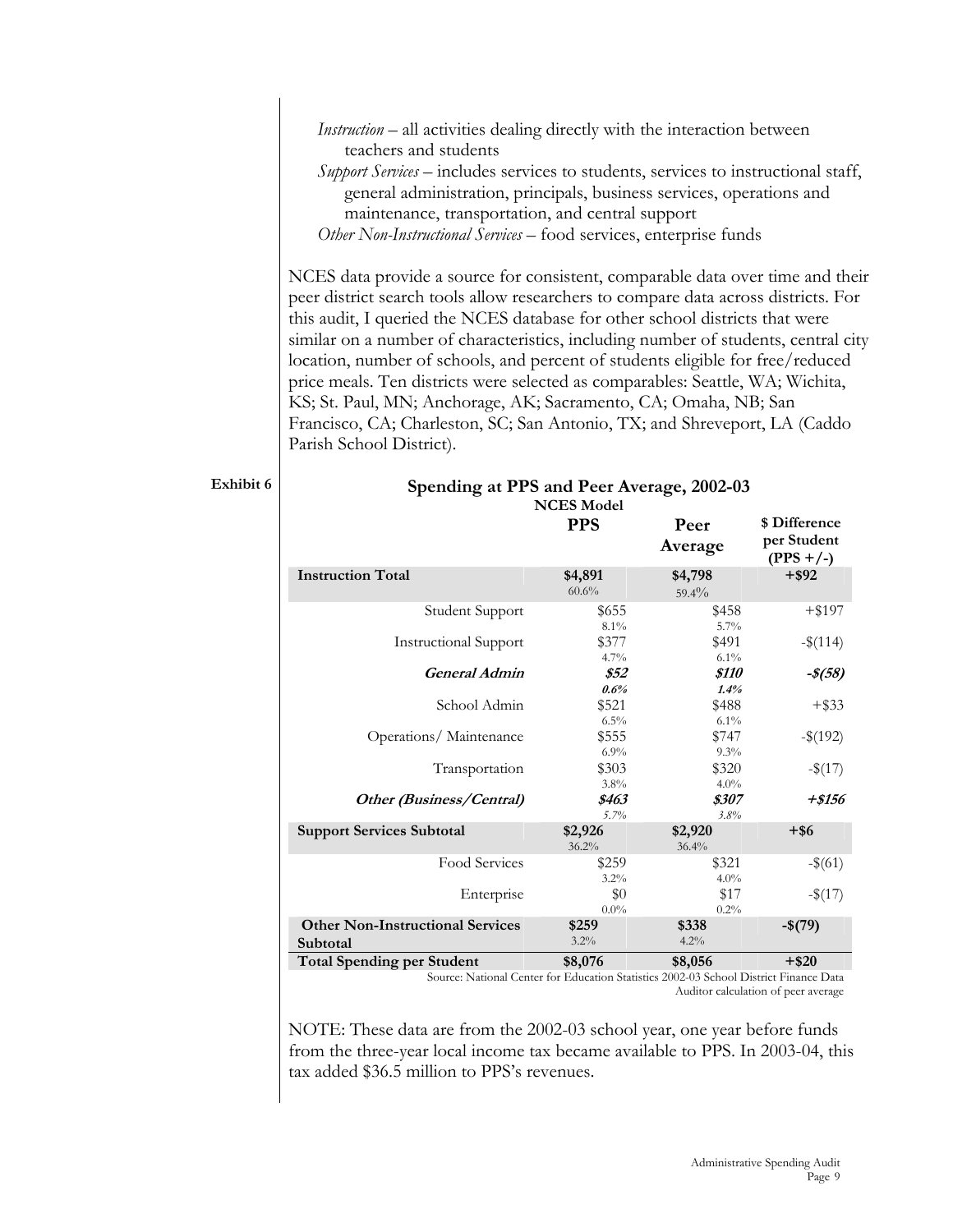*Instruction* – all activities dealing directly with the interaction between teachers and students

*Support Services* – includes services to students, services to instructional staff, general administration, principals, business services, operations and maintenance, transportation, and central support

*Other Non-Instructional Services* – food services, enterprise funds

NCES data provide a source for consistent, comparable data over time and their peer district search tools allow researchers to compare data across districts. For this audit, I queried the NCES database for other school districts that were similar on a number of characteristics, including number of students, central city location, number of schools, and percent of students eligible for free/reduced price meals. Ten districts were selected as comparables: Seattle, WA; Wichita, KS; St. Paul, MN; Anchorage, AK; Sacramento, CA; Omaha, NB; San Francisco, CA; Charleston, SC; San Antonio, TX; and Shreveport, LA (Caddo Parish School District).

**Exhibit 6**

### Spending at PPS and Peer Average, 2002-03

| NCES Model | PPS | Peer Average | $ Difference per Student (PPS +/-) |
|---|---|---|---|
| **Instruction Total** | **$4,891** 60.6% | **$4,798** 59.4% | **+$92** |
| Student Support | $655 8.1% | $458 5.7% | +$197 |
| Instructional Support | $377 4.7% | $491 6.1% | -$(114) |
| ***General Admin*** | ***$52*** ***0.6%*** | ***$110*** ***1.4%*** | ***-$(58)*** |
| School Admin | $521 6.5% | $488 6.1% | +$33 |
| Operations/ Maintenance | $555 6.9% | $747 9.3% | -$(192) |
| Transportation | $303 3.8% | $320 4.0% | -$(17) |
| ***Other (Business/Central)*** | ***$463*** ***5.7%*** | ***$307*** ***3.8%*** | ***+$156*** |
| **Support Services Subtotal** | **$2,926** 36.2% | **$2,920** 36.4% | **+$6** |
| Food Services | $259 3.2% | $321 4.0% | -$(61) |
| Enterprise | $0 0.0% | $17 0.2% | -$(17) |
| **Other Non-Instructional Services Subtotal** | **$259** 3.2% | **$338** 4.2% | **-$(79)** |
| **Total Spending per Student** | **$8,076** | **$8,056** | **+$20** |

Source: National Center for Education Statistics 2002-03 School District Finance Data
Auditor calculation of peer average

NOTE: These data are from the 2002-03 school year, one year before funds from the three-year local income tax became available to PPS. In 2003-04, this tax added $36.5 million to PPS's revenues.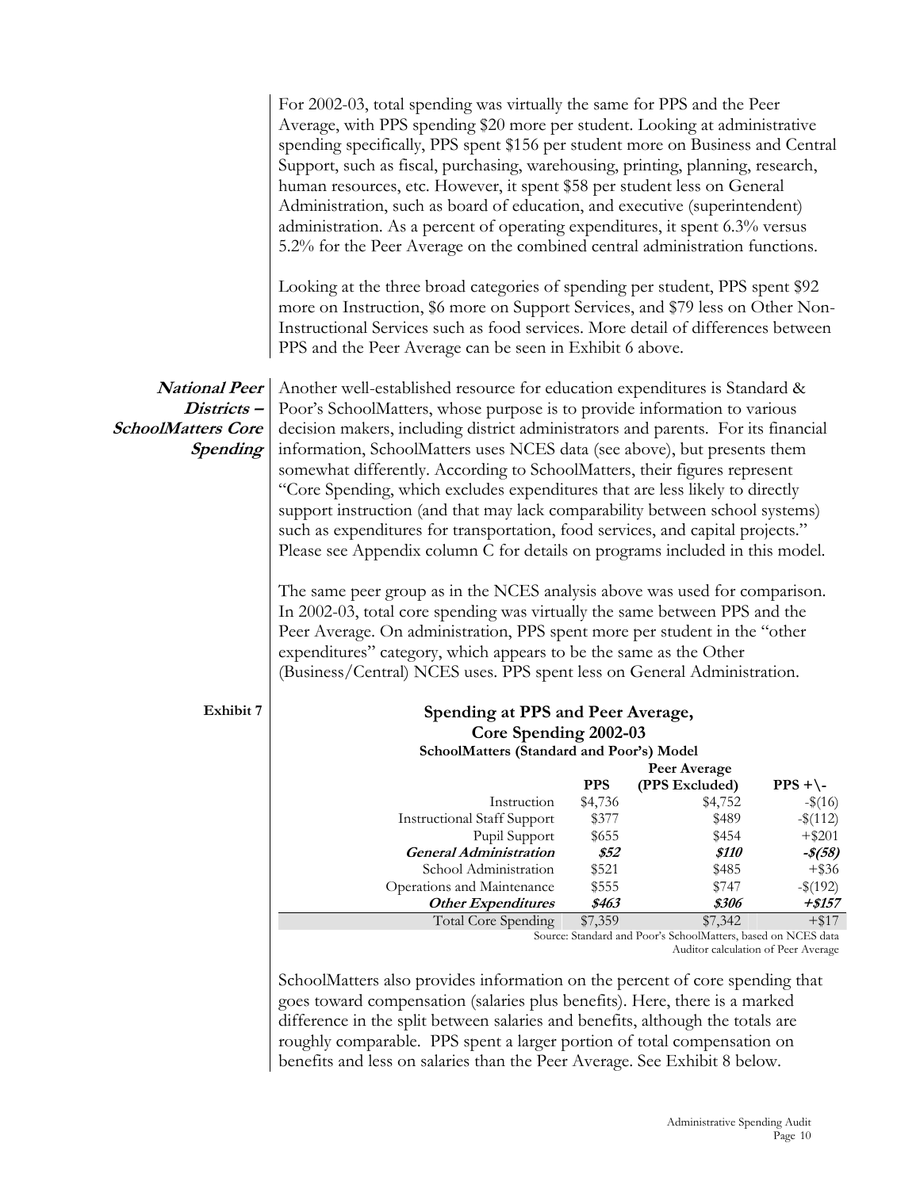For 2002-03, total spending was virtually the same for PPS and the Peer Average, with PPS spending $20 more per student. Looking at administrative spending specifically, PPS spent $156 per student more on Business and Central Support, such as fiscal, purchasing, warehousing, printing, planning, research, human resources, etc. However, it spent $58 per student less on General Administration, such as board of education, and executive (superintendent) administration. As a percent of operating expenditures, it spent 6.3% versus 5.2% for the Peer Average on the combined central administration functions.

Looking at the three broad categories of spending per student, PPS spent $92 more on Instruction, $6 more on Support Services, and $79 less on Other Non-Instructional Services such as food services. More detail of differences between PPS and the Peer Average can be seen in Exhibit 6 above.

***National Peer Districts – SchoolMatters Core Spending***

Another well-established resource for education expenditures is Standard & Poor's SchoolMatters, whose purpose is to provide information to various decision makers, including district administrators and parents. For its financial information, SchoolMatters uses NCES data (see above), but presents them somewhat differently. According to SchoolMatters, their figures represent "Core Spending, which excludes expenditures that are less likely to directly support instruction (and that may lack comparability between school systems) such as expenditures for transportation, food services, and capital projects." Please see Appendix column C for details on programs included in this model.

The same peer group as in the NCES analysis above was used for comparison. In 2002-03, total core spending was virtually the same between PPS and the Peer Average. On administration, PPS spent more per student in the "other expenditures" category, which appears to be the same as the Other (Business/Central) NCES uses. PPS spent less on General Administration.

**Exhibit 7**

**Spending at PPS and Peer Average, Core Spending 2002-03**
**SchoolMatters (Standard and Poor's) Model**

| | PPS | Peer Average (PPS Excluded) | PPS +\- |
|---|---|---|---|
| Instruction | $4,736 | $4,752 | -$(16) |
| Instructional Staff Support | $377 | $489 | -$(112) |
| Pupil Support | $655 | $454 | +$201 |
| ***General Administration*** | ***$52*** | ***$110*** | ***-$(58)*** |
| School Administration | $521 | $485 | +$36 |
| Operations and Maintenance | $555 | $747 | -$(192) |
| ***Other Expenditures*** | ***$463*** | ***$306*** | ***+$157*** |
| Total Core Spending | $7,359 | $7,342 | +$17 |

Source: Standard and Poor's SchoolMatters, based on NCES data
Auditor calculation of Peer Average

SchoolMatters also provides information on the percent of core spending that goes toward compensation (salaries plus benefits). Here, there is a marked difference in the split between salaries and benefits, although the totals are roughly comparable. PPS spent a larger portion of total compensation on benefits and less on salaries than the Peer Average. See Exhibit 8 below.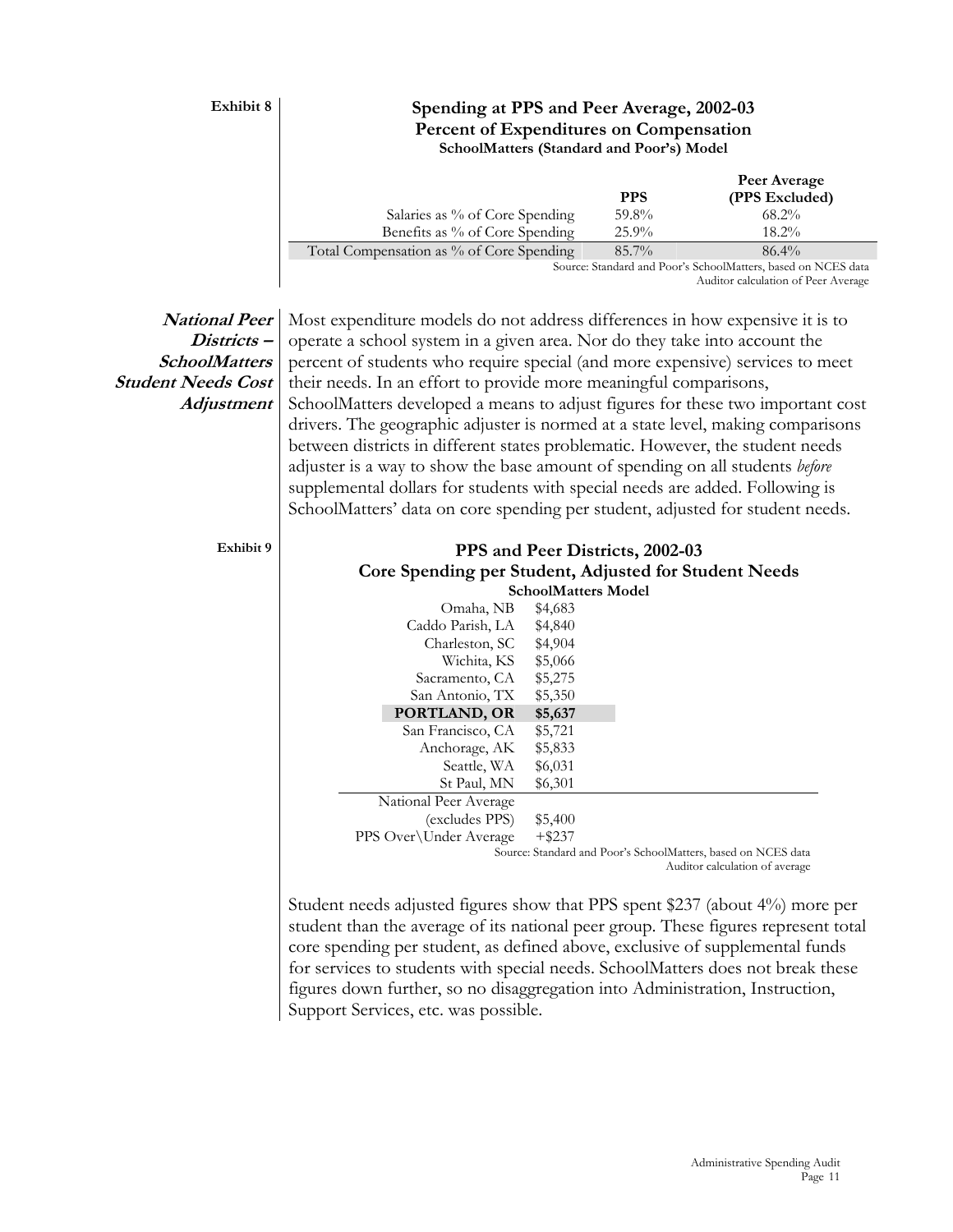**Exhibit 8**

### Spending at PPS and Peer Average, 2002-03
### Percent of Expenditures on Compensation
**SchoolMatters (Standard and Poor's) Model**

| | PPS | Peer Average (PPS Excluded) |
|---|---|---|
| Salaries as % of Core Spending | 59.8% | 68.2% |
| Benefits as % of Core Spending | 25.9% | 18.2% |
| Total Compensation as % of Core Spending | 85.7% | 86.4% |

Source: Standard and Poor's SchoolMatters, based on NCES data
Auditor calculation of Peer Average

***National Peer Districts – SchoolMatters Student Needs Cost Adjustment***

Most expenditure models do not address differences in how expensive it is to operate a school system in a given area. Nor do they take into account the percent of students who require special (and more expensive) services to meet their needs. In an effort to provide more meaningful comparisons, SchoolMatters developed a means to adjust figures for these two important cost drivers. The geographic adjuster is normed at a state level, making comparisons between districts in different states problematic. However, the student needs adjuster is a way to show the base amount of spending on all students *before* supplemental dollars for students with special needs are added. Following is SchoolMatters' data on core spending per student, adjusted for student needs.

**Exhibit 9**

### PPS and Peer Districts, 2002-03
### Core Spending per Student, Adjusted for Student Needs
**SchoolMatters Model**

| District | Spending |
|---|---|
| Omaha, NB | \$4,683 |
| Caddo Parish, LA | \$4,840 |
| Charleston, SC | \$4,904 |
| Wichita, KS | \$5,066 |
| Sacramento, CA | \$5,275 |
| San Antonio, TX | \$5,350 |
| **PORTLAND, OR** | **\$5,637** |
| San Francisco, CA | \$5,721 |
| Anchorage, AK | \$5,833 |
| Seattle, WA | \$6,031 |
| St Paul, MN | \$6,301 |
| National Peer Average (excludes PPS) | \$5,400 |
| PPS Over\Under Average | +\$237 |

Source: Standard and Poor's SchoolMatters, based on NCES data
Auditor calculation of average

Student needs adjusted figures show that PPS spent \$237 (about 4%) more per student than the average of its national peer group. These figures represent total core spending per student, as defined above, exclusive of supplemental funds for services to students with special needs. SchoolMatters does not break these figures down further, so no disaggregation into Administration, Instruction, Support Services, etc. was possible.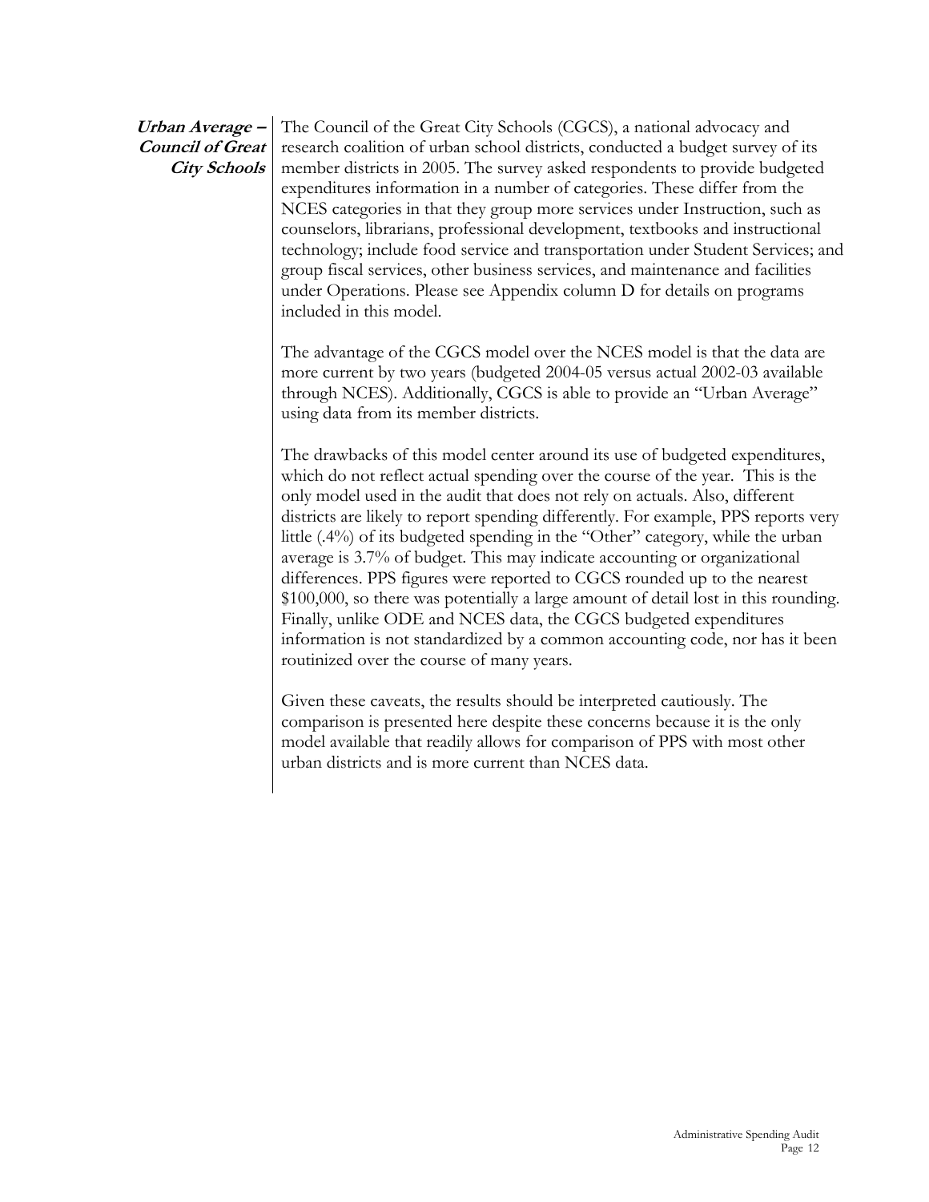### *Urban Average – Council of Great City Schools*

The Council of the Great City Schools (CGCS), a national advocacy and research coalition of urban school districts, conducted a budget survey of its member districts in 2005. The survey asked respondents to provide budgeted expenditures information in a number of categories. These differ from the NCES categories in that they group more services under Instruction, such as counselors, librarians, professional development, textbooks and instructional technology; include food service and transportation under Student Services; and group fiscal services, other business services, and maintenance and facilities under Operations. Please see Appendix column D for details on programs included in this model.

The advantage of the CGCS model over the NCES model is that the data are more current by two years (budgeted 2004-05 versus actual 2002-03 available through NCES). Additionally, CGCS is able to provide an "Urban Average" using data from its member districts.

The drawbacks of this model center around its use of budgeted expenditures, which do not reflect actual spending over the course of the year. This is the only model used in the audit that does not rely on actuals. Also, different districts are likely to report spending differently. For example, PPS reports very little (.4%) of its budgeted spending in the "Other" category, while the urban average is 3.7% of budget. This may indicate accounting or organizational differences. PPS figures were reported to CGCS rounded up to the nearest $100,000, so there was potentially a large amount of detail lost in this rounding. Finally, unlike ODE and NCES data, the CGCS budgeted expenditures information is not standardized by a common accounting code, nor has it been routinized over the course of many years.

Given these caveats, the results should be interpreted cautiously. The comparison is presented here despite these concerns because it is the only model available that readily allows for comparison of PPS with most other urban districts and is more current than NCES data.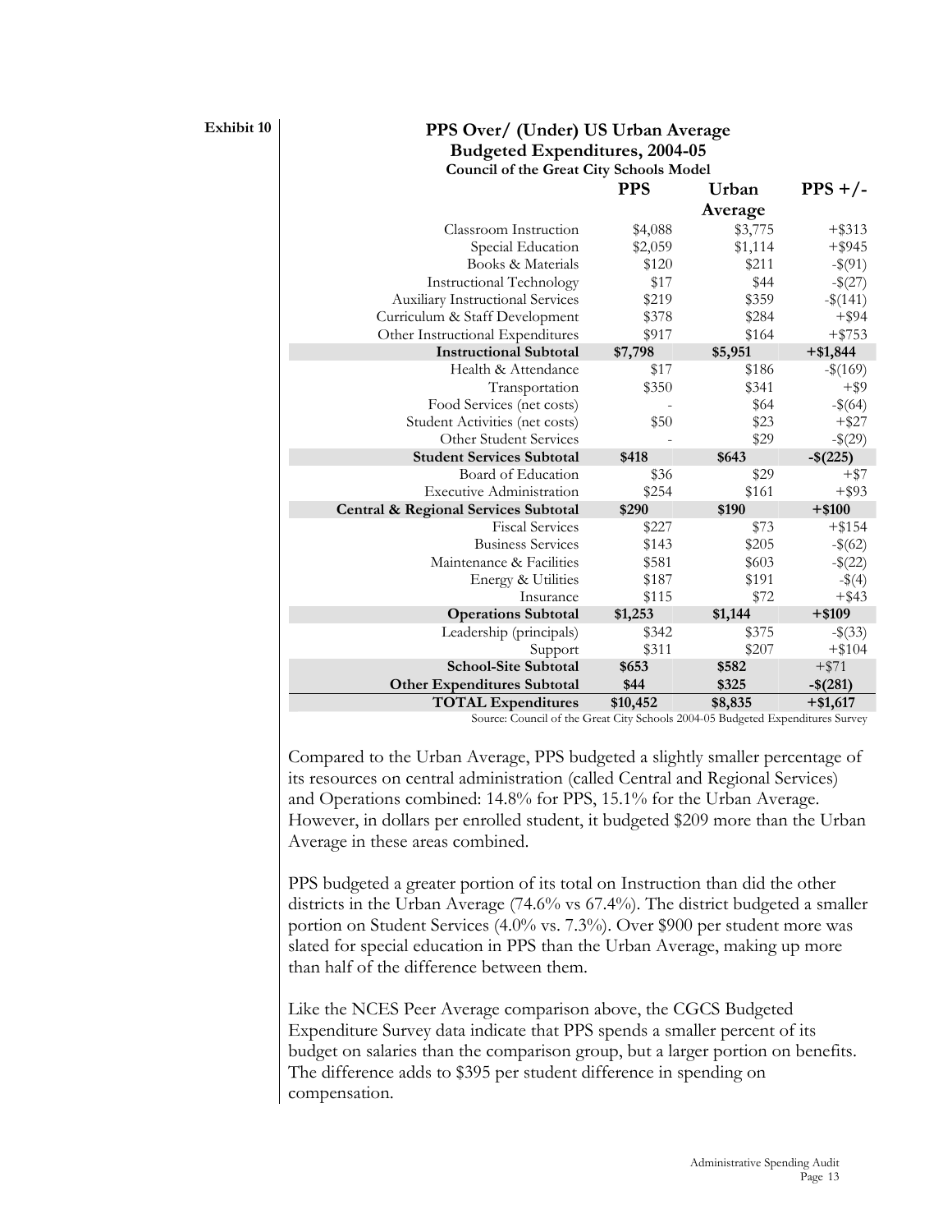**Exhibit 10**

**PPS Over/ (Under) US Urban Average**
**Budgeted Expenditures, 2004-05**
**Council of the Great City Schools Model**

| | PPS | Urban Average | PPS +/- |
|---|---|---|---|
| Classroom Instruction | $4,088 | $3,775 | +$313 |
| Special Education | $2,059 | $1,114 | +$945 |
| Books & Materials | $120 | $211 | -$(91) |
| Instructional Technology | $17 | $44 | -$(27) |
| Auxiliary Instructional Services | $219 | $359 | -$(141) |
| Curriculum & Staff Development | $378 | $284 | +$94 |
| Other Instructional Expenditures | $917 | $164 | +$753 |
| **Instructional Subtotal** | **$7,798** | **$5,951** | **+$1,844** |
| Health & Attendance | $17 | $186 | -$(169) |
| Transportation | $350 | $341 | +$9 |
| Food Services (net costs) | - | $64 | -$(64) |
| Student Activities (net costs) | $50 | $23 | +$27 |
| Other Student Services | - | $29 | -$(29) |
| **Student Services Subtotal** | **$418** | **$643** | **-$(225)** |
| Board of Education | $36 | $29 | +$7 |
| Executive Administration | $254 | $161 | +$93 |
| **Central & Regional Services Subtotal** | **$290** | **$190** | **+$100** |
| Fiscal Services | $227 | $73 | +$154 |
| Business Services | $143 | $205 | -$(62) |
| Maintenance & Facilities | $581 | $603 | -$(22) |
| Energy & Utilities | $187 | $191 | -$(4) |
| Insurance | $115 | $72 | +$43 |
| **Operations Subtotal** | **$1,253** | **$1,144** | **+$109** |
| Leadership (principals) | $342 | $375 | -$(33) |
| Support | $311 | $207 | +$104 |
| **School-Site Subtotal** | **$653** | **$582** | +$71 |
| **Other Expenditures Subtotal** | **$44** | **$325** | **-$(281)** |
| **TOTAL Expenditures** | **$10,452** | **$8,835** | **+$1,617** |

Source: Council of the Great City Schools 2004-05 Budgeted Expenditures Survey

Compared to the Urban Average, PPS budgeted a slightly smaller percentage of its resources on central administration (called Central and Regional Services) and Operations combined: 14.8% for PPS, 15.1% for the Urban Average. However, in dollars per enrolled student, it budgeted $209 more than the Urban Average in these areas combined.

PPS budgeted a greater portion of its total on Instruction than did the other districts in the Urban Average (74.6% vs 67.4%). The district budgeted a smaller portion on Student Services (4.0% vs. 7.3%). Over $900 per student more was slated for special education in PPS than the Urban Average, making up more than half of the difference between them.

Like the NCES Peer Average comparison above, the CGCS Budgeted Expenditure Survey data indicate that PPS spends a smaller percent of its budget on salaries than the comparison group, but a larger portion on benefits. The difference adds to $395 per student difference in spending on compensation.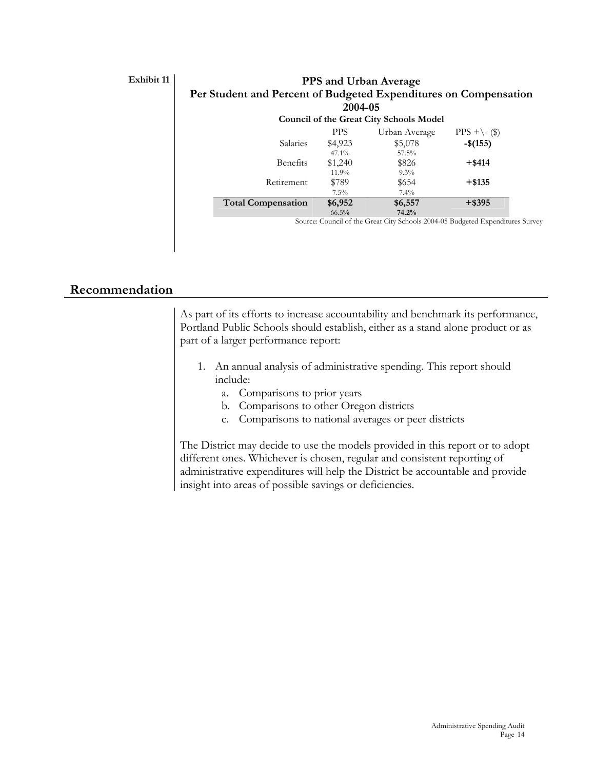Exhibit 11

**PPS and Urban Average**
**Per Student and Percent of Budgeted Expenditures on Compensation**
**2004-05**
**Council of the Great City Schools Model**

| | PPS | Urban Average | PPS +\- ($) |
|---|---|---|---|
| Salaries | $4,923<br>47.1% | $5,078<br>57.5% | **-$(155)** |
| Benefits | $1,240<br>11.9% | $826<br>9.3% | **+$414** |
| Retirement | $789<br>7.5% | $654<br>7.4% | **+$135** |
| **Total Compensation** | **$6,952**<br>66.5% | **$6,557**<br>**74.2%** | **+$395** |

Source: Council of the Great City Schools 2004-05 Budgeted Expenditures Survey

## Recommendation

As part of its efforts to increase accountability and benchmark its performance, Portland Public Schools should establish, either as a stand alone product or as part of a larger performance report:

1. An annual analysis of administrative spending. This report should include:
   a. Comparisons to prior years
   b. Comparisons to other Oregon districts
   c. Comparisons to national averages or peer districts

The District may decide to use the models provided in this report or to adopt different ones. Whichever is chosen, regular and consistent reporting of administrative expenditures will help the District be accountable and provide insight into areas of possible savings or deficiencies.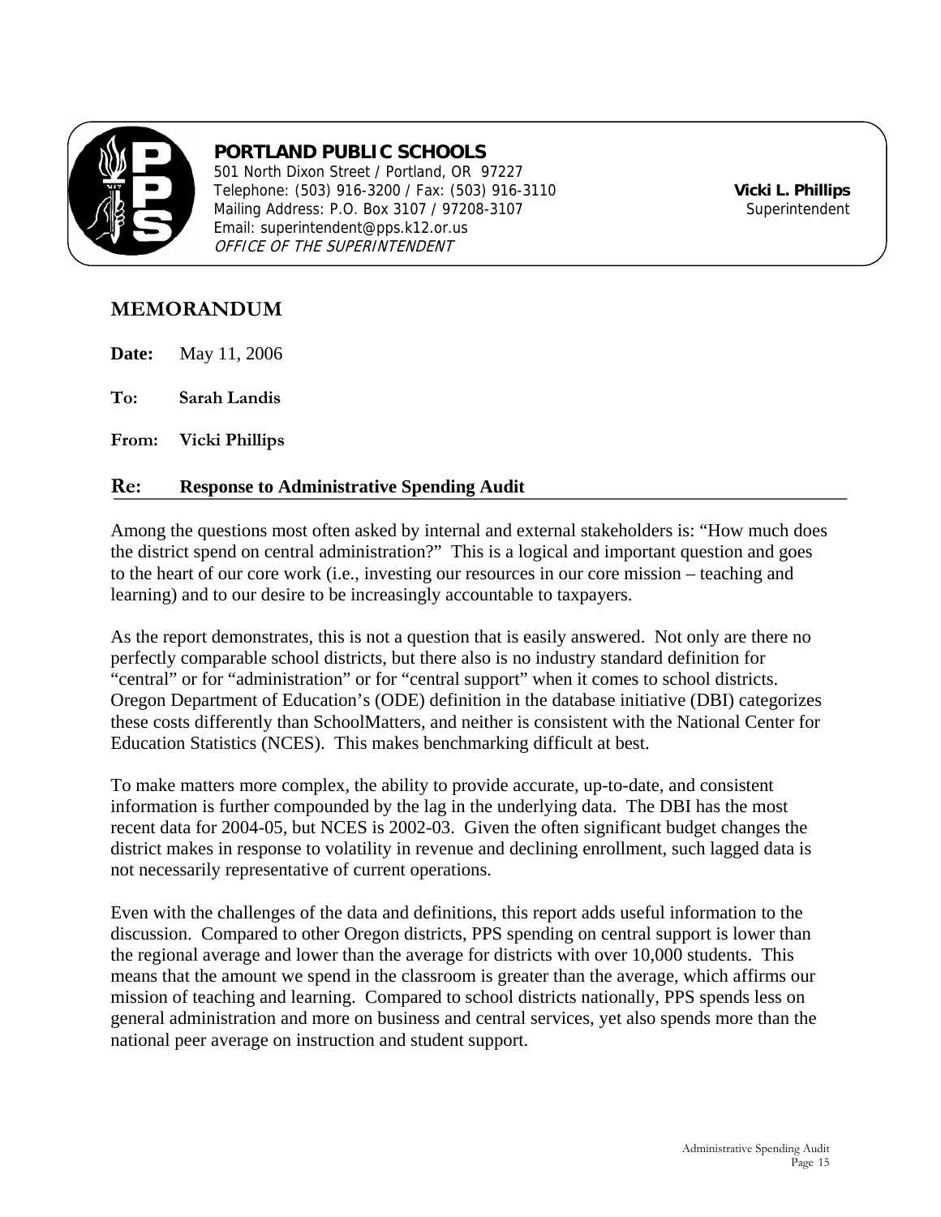**PORTLAND PUBLIC SCHOOLS**
501 North Dixon Street / Portland, OR 97227
Telephone: (503) 916-3200 / Fax: (503) 916-3110
Mailing Address: P.O. Box 3107 / 97208-3107
Email: superintendent@pps.k12.or.us
*OFFICE OF THE SUPERINTENDENT*

**Vicki L. Phillips**
Superintendent

# MEMORANDUM

**Date:** May 11, 2006

**To:** **Sarah Landis**

**From:** **Vicki Phillips**

**Re:** **Response to Administrative Spending Audit**

Among the questions most often asked by internal and external stakeholders is: "How much does the district spend on central administration?" This is a logical and important question and goes to the heart of our core work (i.e., investing our resources in our core mission – teaching and learning) and to our desire to be increasingly accountable to taxpayers.

As the report demonstrates, this is not a question that is easily answered. Not only are there no perfectly comparable school districts, but there also is no industry standard definition for "central" or for "administration" or for "central support" when it comes to school districts. Oregon Department of Education's (ODE) definition in the database initiative (DBI) categorizes these costs differently than SchoolMatters, and neither is consistent with the National Center for Education Statistics (NCES). This makes benchmarking difficult at best.

To make matters more complex, the ability to provide accurate, up-to-date, and consistent information is further compounded by the lag in the underlying data. The DBI has the most recent data for 2004-05, but NCES is 2002-03. Given the often significant budget changes the district makes in response to volatility in revenue and declining enrollment, such lagged data is not necessarily representative of current operations.

Even with the challenges of the data and definitions, this report adds useful information to the discussion. Compared to other Oregon districts, PPS spending on central support is lower than the regional average and lower than the average for districts with over 10,000 students. This means that the amount we spend in the classroom is greater than the average, which affirms our mission of teaching and learning. Compared to school districts nationally, PPS spends less on general administration and more on business and central services, yet also spends more than the national peer average on instruction and student support.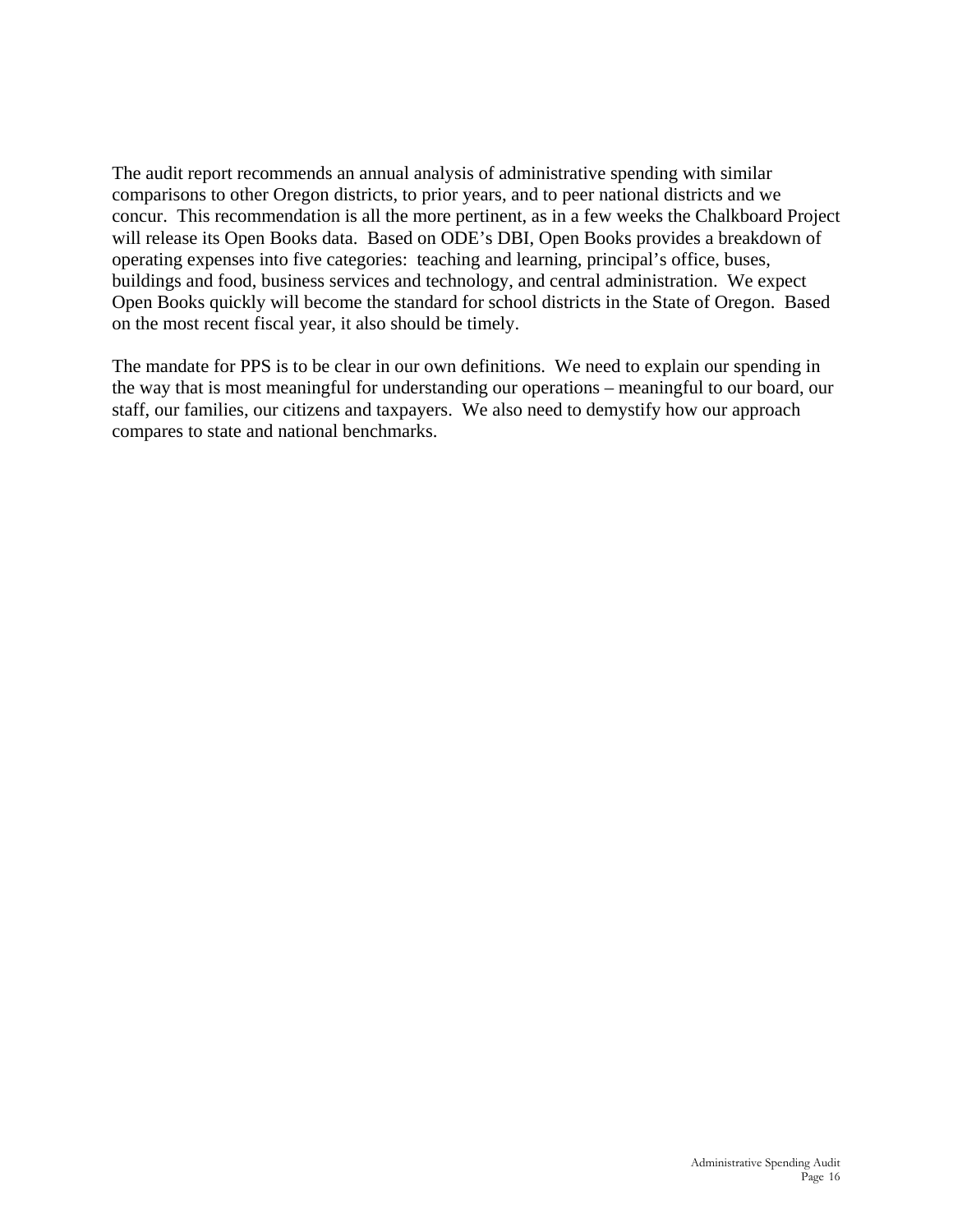The audit report recommends an annual analysis of administrative spending with similar comparisons to other Oregon districts, to prior years, and to peer national districts and we concur. This recommendation is all the more pertinent, as in a few weeks the Chalkboard Project will release its Open Books data. Based on ODE's DBI, Open Books provides a breakdown of operating expenses into five categories: teaching and learning, principal's office, buses, buildings and food, business services and technology, and central administration. We expect Open Books quickly will become the standard for school districts in the State of Oregon. Based on the most recent fiscal year, it also should be timely.

The mandate for PPS is to be clear in our own definitions. We need to explain our spending in the way that is most meaningful for understanding our operations – meaningful to our board, our staff, our families, our citizens and taxpayers. We also need to demystify how our approach compares to state and national benchmarks.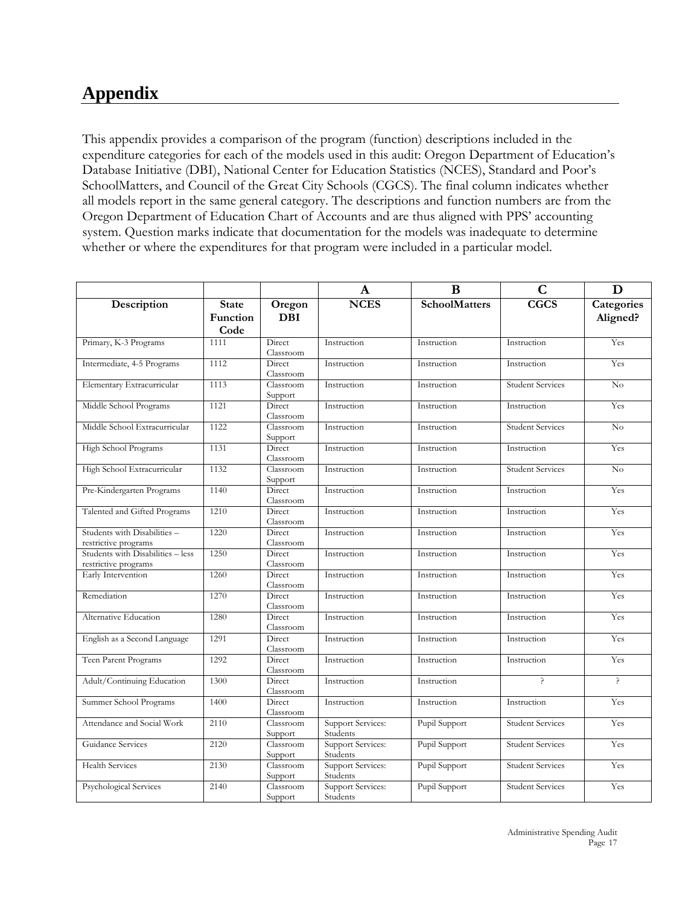# Appendix

This appendix provides a comparison of the program (function) descriptions included in the expenditure categories for each of the models used in this audit: Oregon Department of Education's Database Initiative (DBI), National Center for Education Statistics (NCES), Standard and Poor's SchoolMatters, and Council of the Great City Schools (CGCS). The final column indicates whether all models report in the same general category. The descriptions and function numbers are from the Oregon Department of Education Chart of Accounts and are thus aligned with PPS' accounting system. Question marks indicate that documentation for the models was inadequate to determine whether or where the expenditures for that program were included in a particular model.

| | | | A | B | C | D |
|---|---|---|---|---|---|---|
| **Description** | **State Function Code** | **Oregon DBI** | **NCES** | **SchoolMatters** | **CGCS** | **Categories Aligned?** |
| Primary, K-3 Programs | 1111 | Direct Classroom | Instruction | Instruction | Instruction | Yes |
| Intermediate, 4-5 Programs | 1112 | Direct Classroom | Instruction | Instruction | Instruction | Yes |
| Elementary Extracurricular | 1113 | Classroom Support | Instruction | Instruction | Student Services | No |
| Middle School Programs | 1121 | Direct Classroom | Instruction | Instruction | Instruction | Yes |
| Middle School Extracurricular | 1122 | Classroom Support | Instruction | Instruction | Student Services | No |
| High School Programs | 1131 | Direct Classroom | Instruction | Instruction | Instruction | Yes |
| High School Extracurricular | 1132 | Classroom Support | Instruction | Instruction | Student Services | No |
| Pre-Kindergarten Programs | 1140 | Direct Classroom | Instruction | Instruction | Instruction | Yes |
| Talented and Gifted Programs | 1210 | Direct Classroom | Instruction | Instruction | Instruction | Yes |
| Students with Disabilities – restrictive programs | 1220 | Direct Classroom | Instruction | Instruction | Instruction | Yes |
| Students with Disabilities – less restrictive programs | 1250 | Direct Classroom | Instruction | Instruction | Instruction | Yes |
| Early Intervention | 1260 | Direct Classroom | Instruction | Instruction | Instruction | Yes |
| Remediation | 1270 | Direct Classroom | Instruction | Instruction | Instruction | Yes |
| Alternative Education | 1280 | Direct Classroom | Instruction | Instruction | Instruction | Yes |
| English as a Second Language | 1291 | Direct Classroom | Instruction | Instruction | Instruction | Yes |
| Teen Parent Programs | 1292 | Direct Classroom | Instruction | Instruction | Instruction | Yes |
| Adult/Continuing Education | 1300 | Direct Classroom | Instruction | Instruction | ? | ? |
| Summer School Programs | 1400 | Direct Classroom | Instruction | Instruction | Instruction | Yes |
| Attendance and Social Work | 2110 | Classroom Support | Support Services: Students | Pupil Support | Student Services | Yes |
| Guidance Services | 2120 | Classroom Support | Support Services: Students | Pupil Support | Student Services | Yes |
| Health Services | 2130 | Classroom Support | Support Services: Students | Pupil Support | Student Services | Yes |
| Psychological Services | 2140 | Classroom Support | Support Services: Students | Pupil Support | Student Services | Yes |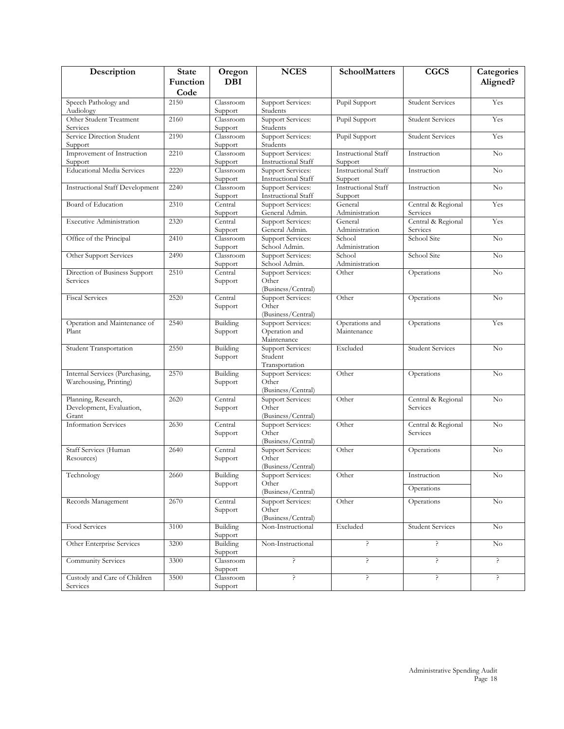| Description | State Function Code | Oregon DBI | NCES | SchoolMatters | CGCS | Categories Aligned? |
|---|---|---|---|---|---|---|
| Speech Pathology and Audiology | 2150 | Classroom Support | Support Services: Students | Pupil Support | Student Services | Yes |
| Other Student Treatment Services | 2160 | Classroom Support | Support Services: Students | Pupil Support | Student Services | Yes |
| Service Direction Student Support | 2190 | Classroom Support | Support Services: Students | Pupil Support | Student Services | Yes |
| Improvement of Instruction Support | 2210 | Classroom Support | Support Services: Instructional Staff | Instructional Staff Support | Instruction | No |
| Educational Media Services | 2220 | Classroom Support | Support Services: Instructional Staff | Instructional Staff Support | Instruction | No |
| Instructional Staff Development | 2240 | Classroom Support | Support Services: Instructional Staff | Instructional Staff Support | Instruction | No |
| Board of Education | 2310 | Central Support | Support Services: General Admin. | General Administration | Central & Regional Services | Yes |
| Executive Administration | 2320 | Central Support | Support Services: General Admin. | General Administration | Central & Regional Services | Yes |
| Office of the Principal | 2410 | Classroom Support | Support Services: School Admin. | School Administration | School Site | No |
| Other Support Services | 2490 | Classroom Support | Support Services: School Admin. | School Administration | School Site | No |
| Direction of Business Support Services | 2510 | Central Support | Support Services: Other (Business/Central) | Other | Operations | No |
| Fiscal Services | 2520 | Central Support | Support Services: Other (Business/Central) | Other | Operations | No |
| Operation and Maintenance of Plant | 2540 | Building Support | Support Services: Operation and Maintenance | Operations and Maintenance | Operations | Yes |
| Student Transportation | 2550 | Building Support | Support Services: Student Transportation | Excluded | Student Services | No |
| Internal Services (Purchasing, Warehousing, Printing) | 2570 | Building Support | Support Services: Other (Business/Central) | Other | Operations | No |
| Planning, Research, Development, Evaluation, Grant | 2620 | Central Support | Support Services: Other (Business/Central) | Other | Central & Regional Services | No |
| Information Services | 2630 | Central Support | Support Services: Other (Business/Central) | Other | Central & Regional Services | No |
| Staff Services (Human Resources) | 2640 | Central Support | Support Services: Other (Business/Central) | Other | Operations | No |
| Technology | 2660 | Building Support | Support Services: Other (Business/Central) | Other | Instruction<br>Operations | No |
| Records Management | 2670 | Central Support | Support Services: Other (Business/Central) | Other | Operations | No |
| Food Services | 3100 | Building Support | Non-Instructional | Excluded | Student Services | No |
| Other Enterprise Services | 3200 | Building Support | Non-Instructional | ? | ? | No |
| Community Services | 3300 | Classroom Support | ? | ? | ? | ? |
| Custody and Care of Children Services | 3500 | Classroom Support | ? | ? | ? | ? |